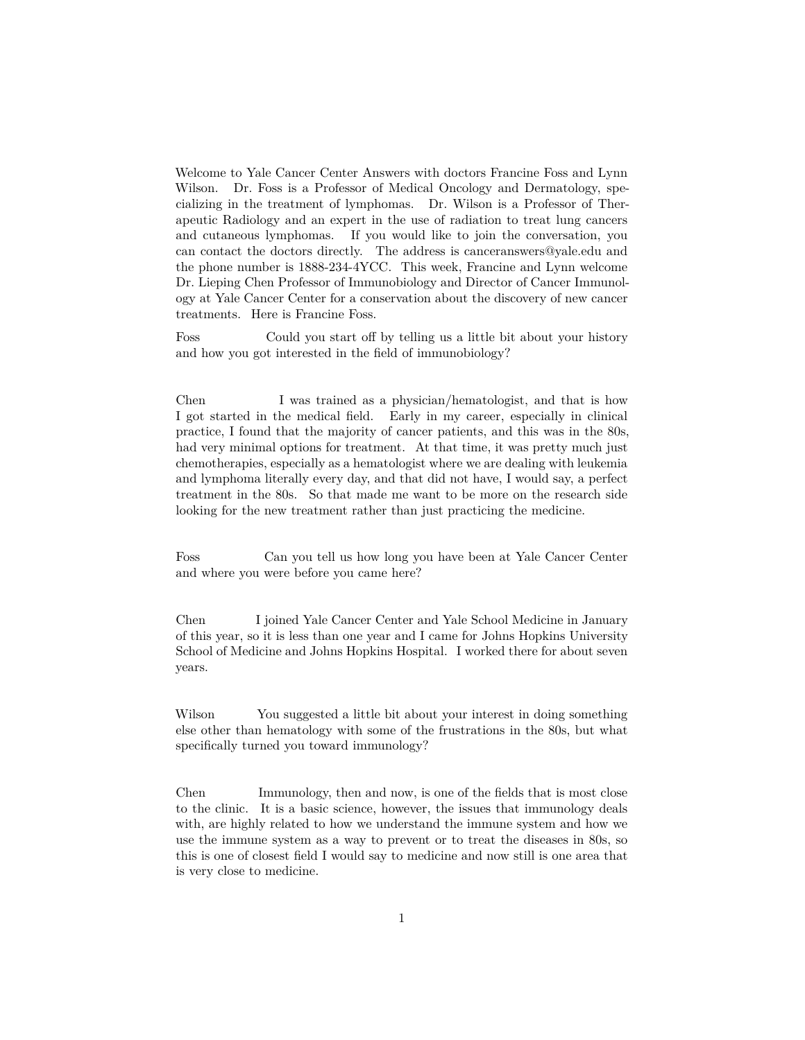Welcome to Yale Cancer Center Answers with doctors Francine Foss and Lynn Wilson. Dr. Foss is a Professor of Medical Oncology and Dermatology, specializing in the treatment of lymphomas. Dr. Wilson is a Professor of Therapeutic Radiology and an expert in the use of radiation to treat lung cancers and cutaneous lymphomas. If you would like to join the conversation, you can contact the doctors directly. The address is canceranswers@yale.edu and the phone number is 1888-234-4YCC. This week, Francine and Lynn welcome Dr. Lieping Chen Professor of Immunobiology and Director of Cancer Immunology at Yale Cancer Center for a conservation about the discovery of new cancer treatments. Here is Francine Foss.

Foss Could you start off by telling us a little bit about your history and how you got interested in the field of immunobiology?

Chen I was trained as a physician/hematologist, and that is how I got started in the medical field. Early in my career, especially in clinical practice, I found that the majority of cancer patients, and this was in the 80s, had very minimal options for treatment. At that time, it was pretty much just chemotherapies, especially as a hematologist where we are dealing with leukemia and lymphoma literally every day, and that did not have, I would say, a perfect treatment in the 80s. So that made me want to be more on the research side looking for the new treatment rather than just practicing the medicine.

Foss Can you tell us how long you have been at Yale Cancer Center and where you were before you came here?

Chen I joined Yale Cancer Center and Yale School Medicine in January of this year, so it is less than one year and I came for Johns Hopkins University School of Medicine and Johns Hopkins Hospital. I worked there for about seven years.

Wilson You suggested a little bit about your interest in doing something else other than hematology with some of the frustrations in the 80s, but what specifically turned you toward immunology?

Chen Immunology, then and now, is one of the fields that is most close to the clinic. It is a basic science, however, the issues that immunology deals with, are highly related to how we understand the immune system and how we use the immune system as a way to prevent or to treat the diseases in 80s, so this is one of closest field I would say to medicine and now still is one area that is very close to medicine.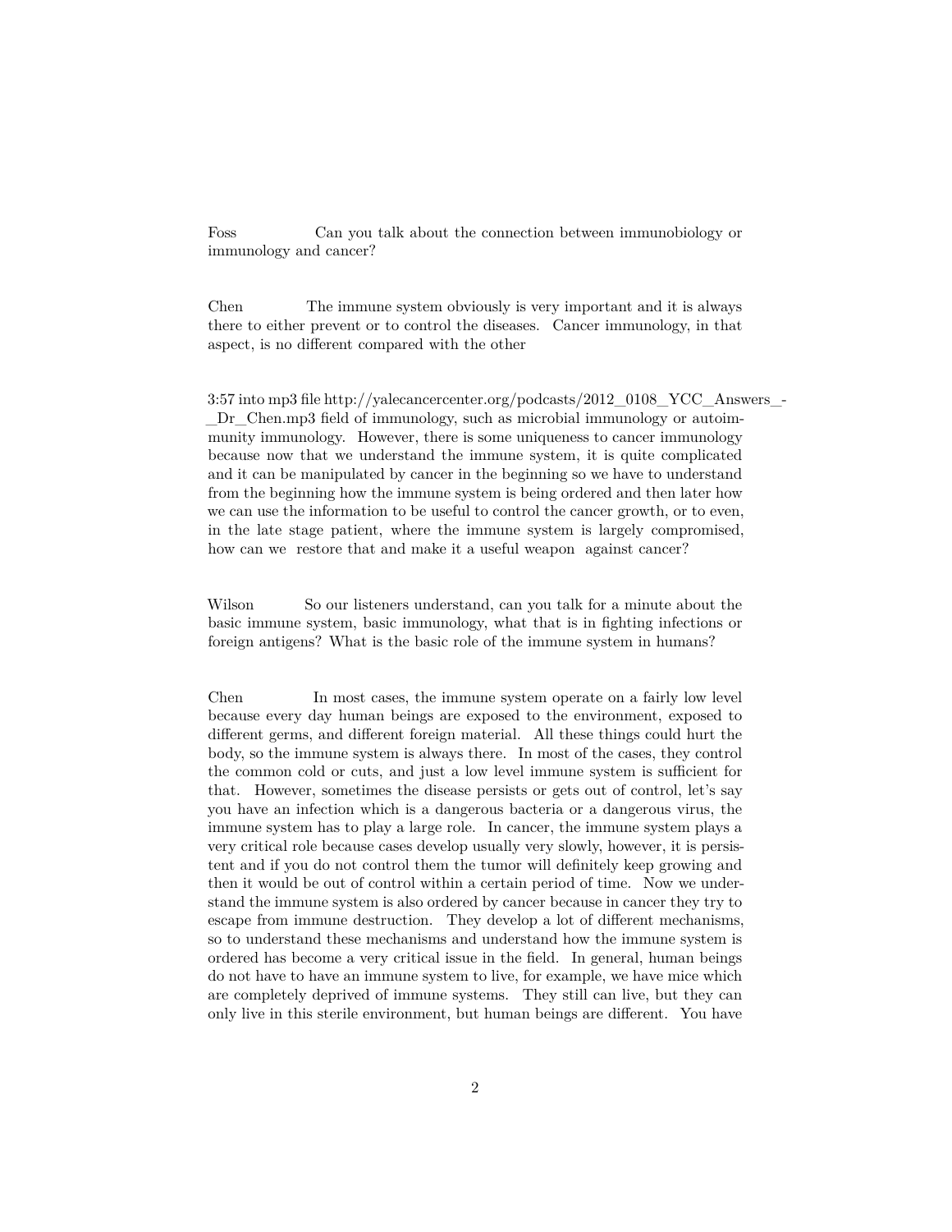Foss Can you talk about the connection between immunobiology or immunology and cancer?

Chen The immune system obviously is very important and it is always there to either prevent or to control the diseases. Cancer immunology, in that aspect, is no different compared with the other

3:57 into mp3 file http://yalecancercenter.org/podcasts/2012_0108_YCC_Answers_-_Dr_Chen.mp3 field of immunology, such as microbial immunology or autoimmunity immunology. However, there is some uniqueness to cancer immunology because now that we understand the immune system, it is quite complicated and it can be manipulated by cancer in the beginning so we have to understand from the beginning how the immune system is being ordered and then later how we can use the information to be useful to control the cancer growth, or to even, in the late stage patient, where the immune system is largely compromised, how can we restore that and make it a useful weapon against cancer?

Wilson So our listeners understand, can you talk for a minute about the basic immune system, basic immunology, what that is in fighting infections or foreign antigens? What is the basic role of the immune system in humans?

Chen In most cases, the immune system operate on a fairly low level because every day human beings are exposed to the environment, exposed to different germs, and different foreign material. All these things could hurt the body, so the immune system is always there. In most of the cases, they control the common cold or cuts, and just a low level immune system is sufficient for that. However, sometimes the disease persists or gets out of control, let's say you have an infection which is a dangerous bacteria or a dangerous virus, the immune system has to play a large role. In cancer, the immune system plays a very critical role because cases develop usually very slowly, however, it is persistent and if you do not control them the tumor will definitely keep growing and then it would be out of control within a certain period of time. Now we understand the immune system is also ordered by cancer because in cancer they try to escape from immune destruction. They develop a lot of different mechanisms, so to understand these mechanisms and understand how the immune system is ordered has become a very critical issue in the field. In general, human beings do not have to have an immune system to live, for example, we have mice which are completely deprived of immune systems. They still can live, but they can only live in this sterile environment, but human beings are different. You have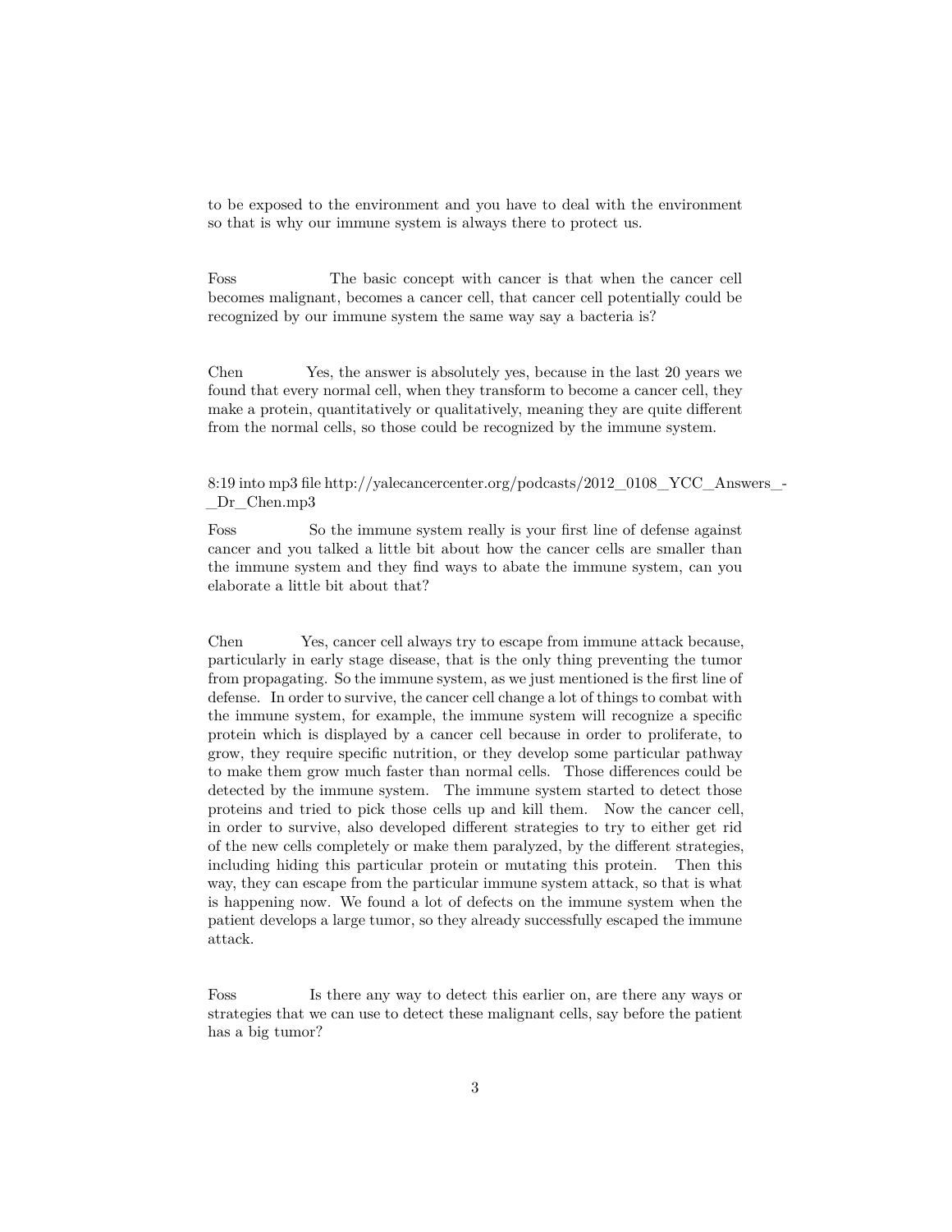to be exposed to the environment and you have to deal with the environment so that is why our immune system is always there to protect us.

Foss The basic concept with cancer is that when the cancer cell becomes malignant, becomes a cancer cell, that cancer cell potentially could be recognized by our immune system the same way say a bacteria is?

Chen Yes, the answer is absolutely yes, because in the last 20 years we found that every normal cell, when they transform to become a cancer cell, they make a protein, quantitatively or qualitatively, meaning they are quite different from the normal cells, so those could be recognized by the immune system.

8:19 into mp3 file http://yalecancercenter.org/podcasts/2012_0108_YCC_Answers_-_Dr_Chen.mp3

Foss So the immune system really is your first line of defense against cancer and you talked a little bit about how the cancer cells are smaller than the immune system and they find ways to abate the immune system, can you elaborate a little bit about that?

Chen Yes, cancer cell always try to escape from immune attack because, particularly in early stage disease, that is the only thing preventing the tumor from propagating. So the immune system, as we just mentioned is the first line of defense. In order to survive, the cancer cell change a lot of things to combat with the immune system, for example, the immune system will recognize a specific protein which is displayed by a cancer cell because in order to proliferate, to grow, they require specific nutrition, or they develop some particular pathway to make them grow much faster than normal cells. Those differences could be detected by the immune system. The immune system started to detect those proteins and tried to pick those cells up and kill them. Now the cancer cell, in order to survive, also developed different strategies to try to either get rid of the new cells completely or make them paralyzed, by the different strategies, including hiding this particular protein or mutating this protein. Then this way, they can escape from the particular immune system attack, so that is what is happening now. We found a lot of defects on the immune system when the patient develops a large tumor, so they already successfully escaped the immune attack.

Foss Is there any way to detect this earlier on, are there any ways or strategies that we can use to detect these malignant cells, say before the patient has a big tumor?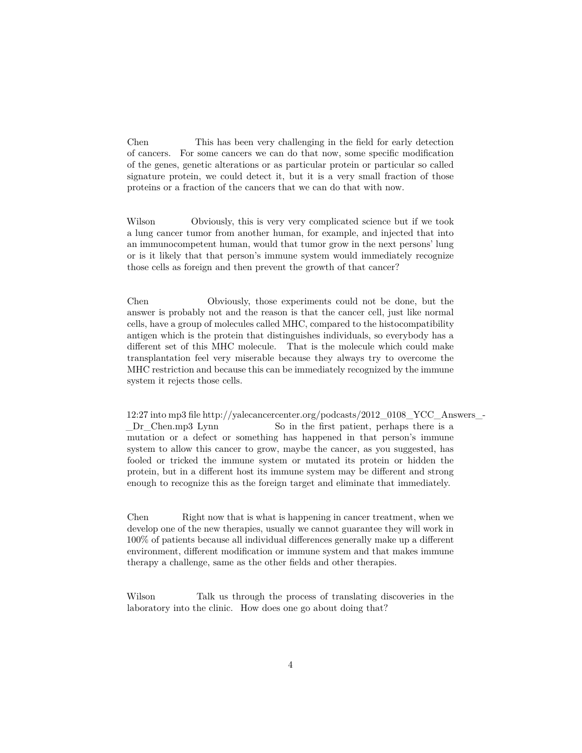Chen This has been very challenging in the field for early detection of cancers. For some cancers we can do that now, some specific modification of the genes, genetic alterations or as particular protein or particular so called signature protein, we could detect it, but it is a very small fraction of those proteins or a fraction of the cancers that we can do that with now.

Wilson Obviously, this is very very complicated science but if we took a lung cancer tumor from another human, for example, and injected that into an immunocompetent human, would that tumor grow in the next persons' lung or is it likely that that person's immune system would immediately recognize those cells as foreign and then prevent the growth of that cancer?

Chen Obviously, those experiments could not be done, but the answer is probably not and the reason is that the cancer cell, just like normal cells, have a group of molecules called MHC, compared to the histocompatibility antigen which is the protein that distinguishes individuals, so everybody has a different set of this MHC molecule. That is the molecule which could make transplantation feel very miserable because they always try to overcome the MHC restriction and because this can be immediately recognized by the immune system it rejects those cells.

12:27 into mp3 file http://yalecancercenter.org/podcasts/2012_0108_YCC_Answers_-_Dr_Chen.mp3 Lynn So in the first patient, perhaps there is a mutation or a defect or something has happened in that person's immune system to allow this cancer to grow, maybe the cancer, as you suggested, has fooled or tricked the immune system or mutated its protein or hidden the protein, but in a different host its immune system may be different and strong enough to recognize this as the foreign target and eliminate that immediately.

Chen Right now that is what is happening in cancer treatment, when we develop one of the new therapies, usually we cannot guarantee they will work in 100% of patients because all individual differences generally make up a different environment, different modification or immune system and that makes immune therapy a challenge, same as the other fields and other therapies.

Wilson Talk us through the process of translating discoveries in the laboratory into the clinic. How does one go about doing that?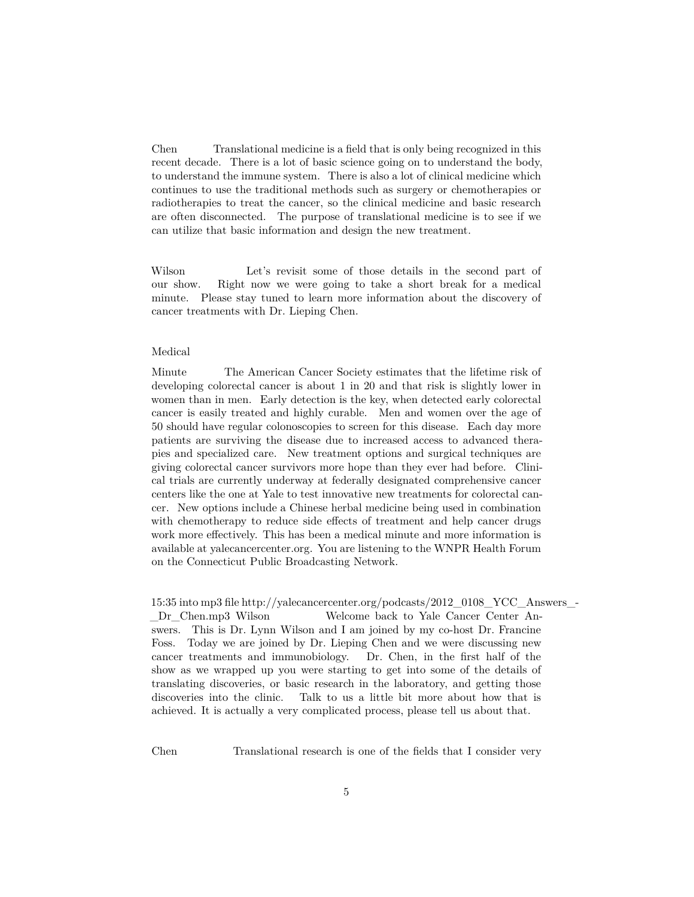Chen Translational medicine is a field that is only being recognized in this recent decade. There is a lot of basic science going on to understand the body, to understand the immune system. There is also a lot of clinical medicine which continues to use the traditional methods such as surgery or chemotherapies or radiotherapies to treat the cancer, so the clinical medicine and basic research are often disconnected. The purpose of translational medicine is to see if we can utilize that basic information and design the new treatment.

Wilson Let's revisit some of those details in the second part of our show. Right now we were going to take a short break for a medical minute. Please stay tuned to learn more information about the discovery of cancer treatments with Dr. Lieping Chen.

Medical

Minute The American Cancer Society estimates that the lifetime risk of developing colorectal cancer is about 1 in 20 and that risk is slightly lower in women than in men. Early detection is the key, when detected early colorectal cancer is easily treated and highly curable. Men and women over the age of 50 should have regular colonoscopies to screen for this disease. Each day more patients are surviving the disease due to increased access to advanced therapies and specialized care. New treatment options and surgical techniques are giving colorectal cancer survivors more hope than they ever had before. Clinical trials are currently underway at federally designated comprehensive cancer centers like the one at Yale to test innovative new treatments for colorectal cancer. New options include a Chinese herbal medicine being used in combination with chemotherapy to reduce side effects of treatment and help cancer drugs work more effectively. This has been a medical minute and more information is available at yalecancercenter.org. You are listening to the WNPR Health Forum on the Connecticut Public Broadcasting Network.

15:35 into mp3 file http://yalecancercenter.org/podcasts/2012_0108_YCC_Answers_-_Dr_Chen.mp3 Wilson Welcome back to Yale Cancer Center Answers. This is Dr. Lynn Wilson and I am joined by my co-host Dr. Francine Foss. Today we are joined by Dr. Lieping Chen and we were discussing new cancer treatments and immunobiology. Dr. Chen, in the first half of the show as we wrapped up you were starting to get into some of the details of translating discoveries, or basic research in the laboratory, and getting those discoveries into the clinic. Talk to us a little bit more about how that is achieved. It is actually a very complicated process, please tell us about that.

Chen Translational research is one of the fields that I consider very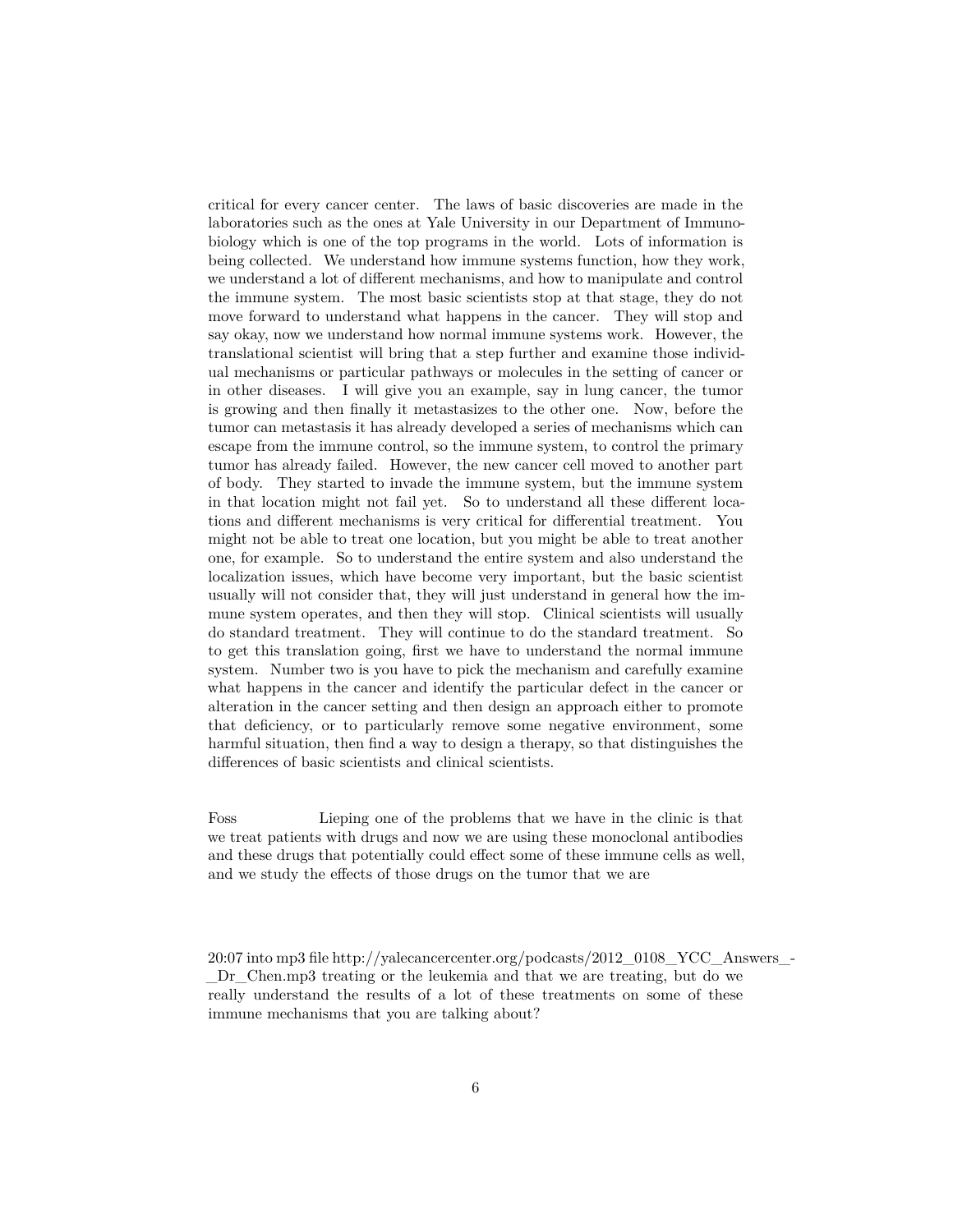critical for every cancer center. The laws of basic discoveries are made in the laboratories such as the ones at Yale University in our Department of Immunobiology which is one of the top programs in the world. Lots of information is being collected. We understand how immune systems function, how they work, we understand a lot of different mechanisms, and how to manipulate and control the immune system. The most basic scientists stop at that stage, they do not move forward to understand what happens in the cancer. They will stop and say okay, now we understand how normal immune systems work. However, the translational scientist will bring that a step further and examine those individual mechanisms or particular pathways or molecules in the setting of cancer or in other diseases. I will give you an example, say in lung cancer, the tumor is growing and then finally it metastasizes to the other one. Now, before the tumor can metastasis it has already developed a series of mechanisms which can escape from the immune control, so the immune system, to control the primary tumor has already failed. However, the new cancer cell moved to another part of body. They started to invade the immune system, but the immune system in that location might not fail yet. So to understand all these different locations and different mechanisms is very critical for differential treatment. You might not be able to treat one location, but you might be able to treat another one, for example. So to understand the entire system and also understand the localization issues, which have become very important, but the basic scientist usually will not consider that, they will just understand in general how the immune system operates, and then they will stop. Clinical scientists will usually do standard treatment. They will continue to do the standard treatment. So to get this translation going, first we have to understand the normal immune system. Number two is you have to pick the mechanism and carefully examine what happens in the cancer and identify the particular defect in the cancer or alteration in the cancer setting and then design an approach either to promote that deficiency, or to particularly remove some negative environment, some harmful situation, then find a way to design a therapy, so that distinguishes the differences of basic scientists and clinical scientists.

Foss Lieping one of the problems that we have in the clinic is that we treat patients with drugs and now we are using these monoclonal antibodies and these drugs that potentially could effect some of these immune cells as well, and we study the effects of those drugs on the tumor that we are

20:07 into mp3 file http://yalecancercenter.org/podcasts/2012_0108_YCC_Answers_-_Dr_Chen.mp3 treating or the leukemia and that we are treating, but do we really understand the results of a lot of these treatments on some of these immune mechanisms that you are talking about?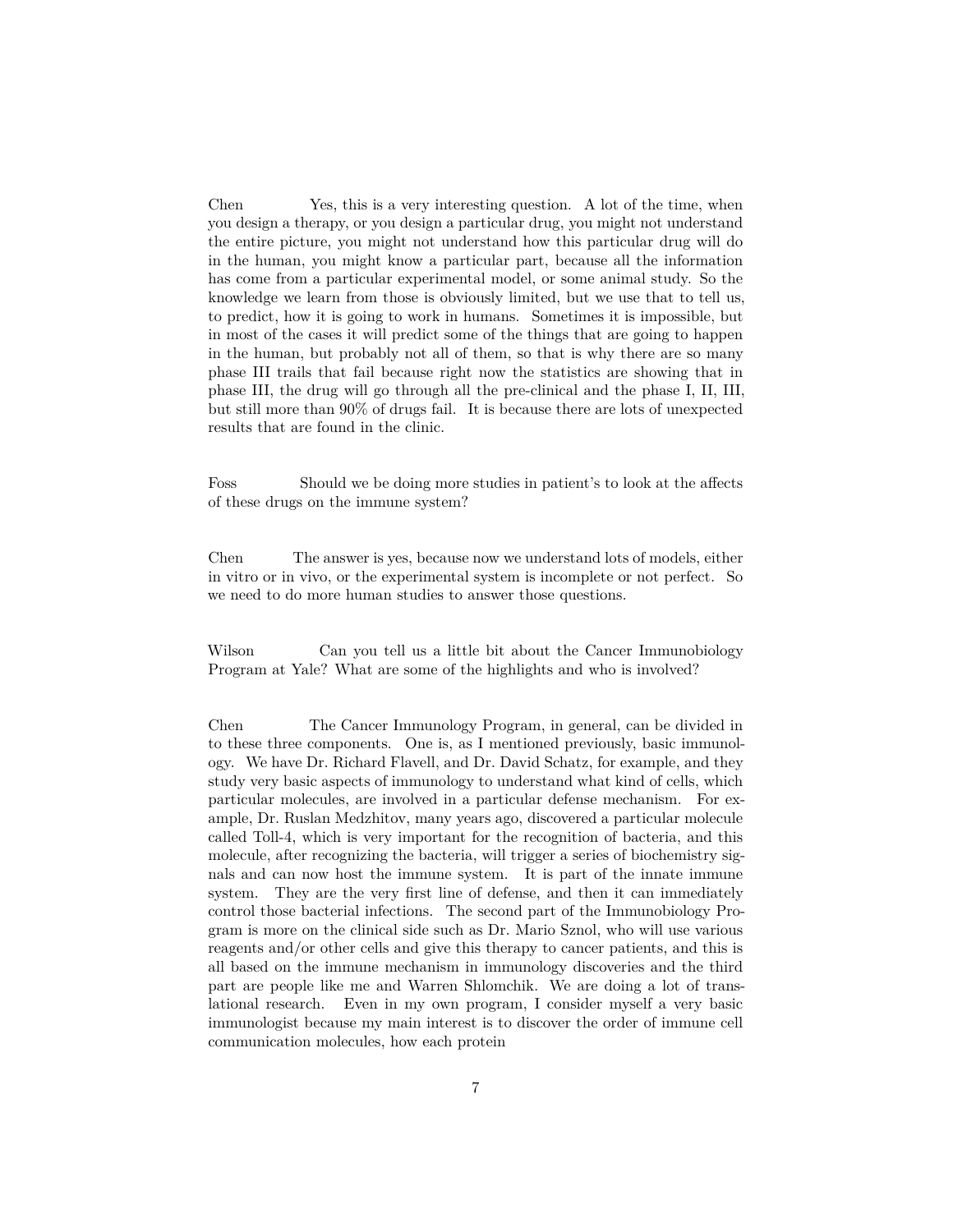Chen Yes, this is a very interesting question. A lot of the time, when you design a therapy, or you design a particular drug, you might not understand the entire picture, you might not understand how this particular drug will do in the human, you might know a particular part, because all the information has come from a particular experimental model, or some animal study. So the knowledge we learn from those is obviously limited, but we use that to tell us, to predict, how it is going to work in humans. Sometimes it is impossible, but in most of the cases it will predict some of the things that are going to happen in the human, but probably not all of them, so that is why there are so many phase III trails that fail because right now the statistics are showing that in phase III, the drug will go through all the pre-clinical and the phase I, II, III, but still more than 90% of drugs fail. It is because there are lots of unexpected results that are found in the clinic.

Foss Should we be doing more studies in patient's to look at the affects of these drugs on the immune system?

Chen The answer is yes, because now we understand lots of models, either in vitro or in vivo, or the experimental system is incomplete or not perfect. So we need to do more human studies to answer those questions.

Wilson Can you tell us a little bit about the Cancer Immunobiology Program at Yale? What are some of the highlights and who is involved?

Chen The Cancer Immunology Program, in general, can be divided in to these three components. One is, as I mentioned previously, basic immunology. We have Dr. Richard Flavell, and Dr. David Schatz, for example, and they study very basic aspects of immunology to understand what kind of cells, which particular molecules, are involved in a particular defense mechanism. For example, Dr. Ruslan Medzhitov, many years ago, discovered a particular molecule called Toll-4, which is very important for the recognition of bacteria, and this molecule, after recognizing the bacteria, will trigger a series of biochemistry signals and can now host the immune system. It is part of the innate immune system. They are the very first line of defense, and then it can immediately control those bacterial infections. The second part of the Immunobiology Program is more on the clinical side such as Dr. Mario Sznol, who will use various reagents and/or other cells and give this therapy to cancer patients, and this is all based on the immune mechanism in immunology discoveries and the third part are people like me and Warren Shlomchik. We are doing a lot of translational research. Even in my own program, I consider myself a very basic immunologist because my main interest is to discover the order of immune cell communication molecules, how each protein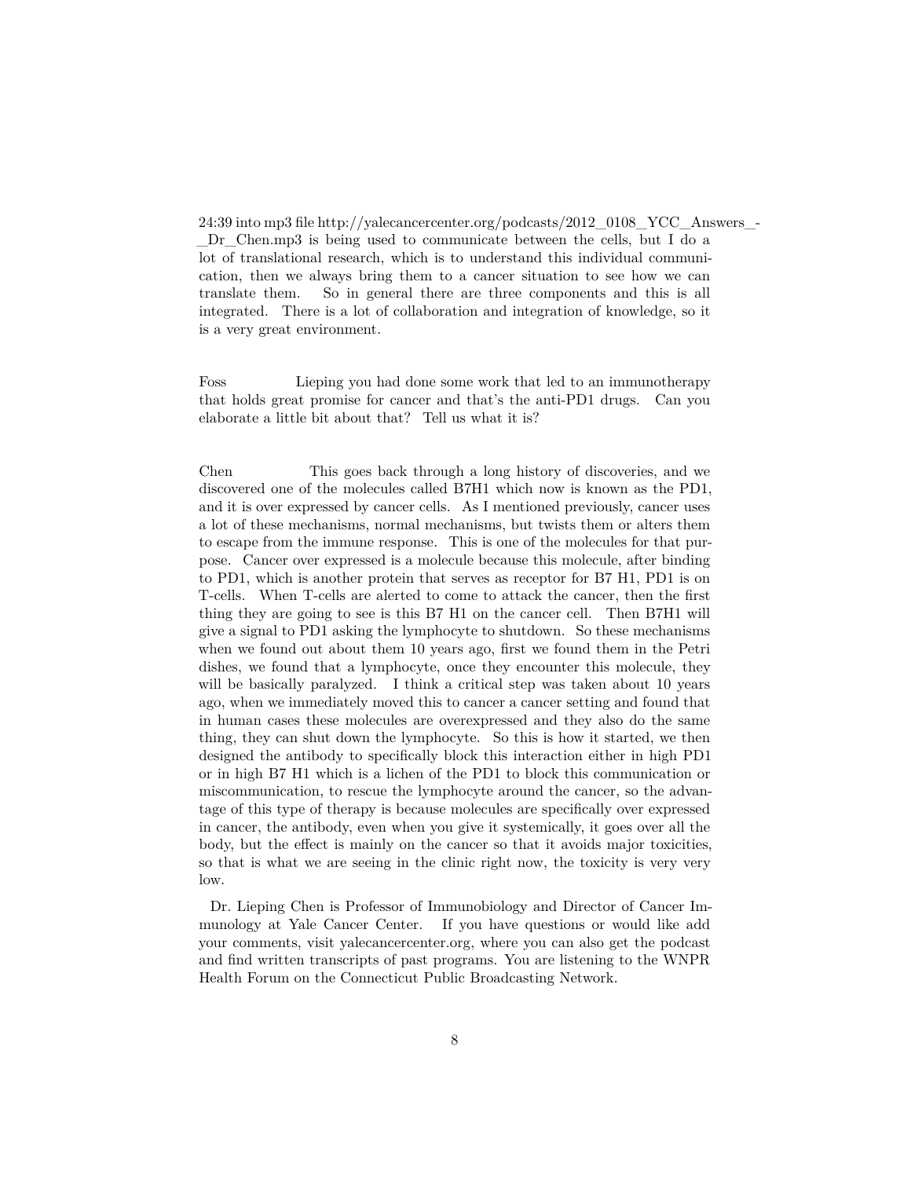24:39 into mp3 file http://yalecancercenter.org/podcasts/2012_0108_YCC_Answers_-_Dr_Chen.mp3 is being used to communicate between the cells, but I do a lot of translational research, which is to understand this individual communication, then we always bring them to a cancer situation to see how we can translate them. So in general there are three components and this is all integrated. There is a lot of collaboration and integration of knowledge, so it is a very great environment.

Foss Lieping you had done some work that led to an immunotherapy that holds great promise for cancer and that's the anti-PD1 drugs. Can you elaborate a little bit about that? Tell us what it is?

Chen This goes back through a long history of discoveries, and we discovered one of the molecules called B7H1 which now is known as the PD1, and it is over expressed by cancer cells. As I mentioned previously, cancer uses a lot of these mechanisms, normal mechanisms, but twists them or alters them to escape from the immune response. This is one of the molecules for that purpose. Cancer over expressed is a molecule because this molecule, after binding to PD1, which is another protein that serves as receptor for B7 H1, PD1 is on T-cells. When T-cells are alerted to come to attack the cancer, then the first thing they are going to see is this B7 H1 on the cancer cell. Then B7H1 will give a signal to PD1 asking the lymphocyte to shutdown. So these mechanisms when we found out about them 10 years ago, first we found them in the Petri dishes, we found that a lymphocyte, once they encounter this molecule, they will be basically paralyzed. I think a critical step was taken about 10 years ago, when we immediately moved this to cancer a cancer setting and found that in human cases these molecules are overexpressed and they also do the same thing, they can shut down the lymphocyte. So this is how it started, we then designed the antibody to specifically block this interaction either in high PD1 or in high B7 H1 which is a lichen of the PD1 to block this communication or miscommunication, to rescue the lymphocyte around the cancer, so the advantage of this type of therapy is because molecules are specifically over expressed in cancer, the antibody, even when you give it systemically, it goes over all the body, but the effect is mainly on the cancer so that it avoids major toxicities, so that is what we are seeing in the clinic right now, the toxicity is very very low.

Dr. Lieping Chen is Professor of Immunobiology and Director of Cancer Immunology at Yale Cancer Center. If you have questions or would like add your comments, visit yalecancercenter.org, where you can also get the podcast and find written transcripts of past programs. You are listening to the WNPR Health Forum on the Connecticut Public Broadcasting Network.